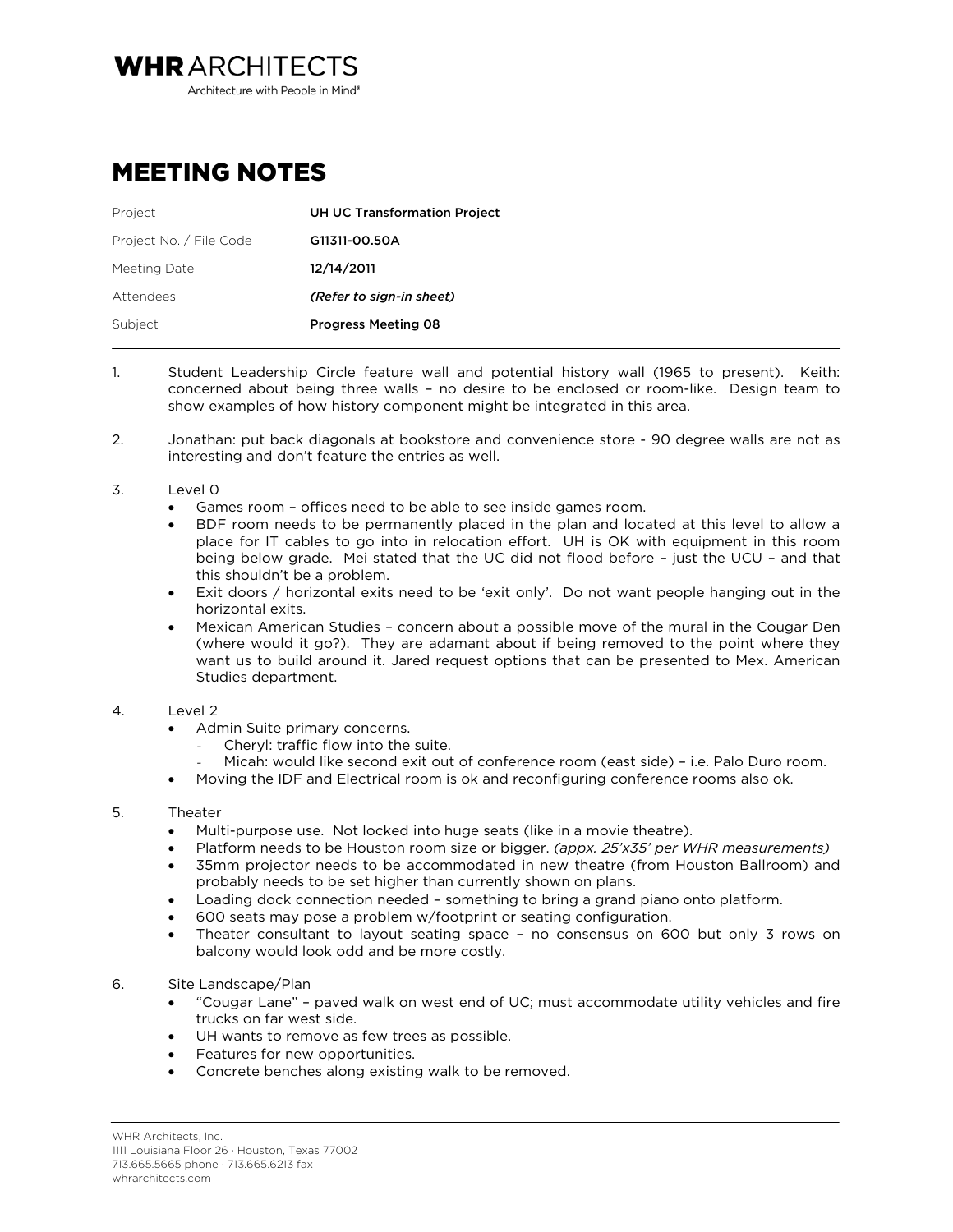**WHR** ARCHITECTS

Architecture with People in Mind®

# MEETING NOTES

| | |
|---|---|
| Project | **UH UC Transformation Project** |
| Project No. / File Code | **G11311-00.50A** |
| Meeting Date | **12/14/2011** |
| Attendees | ***(Refer to sign-in sheet)*** |
| Subject | **Progress Meeting 08** |

1. Student Leadership Circle feature wall and potential history wall (1965 to present). Keith: concerned about being three walls – no desire to be enclosed or room-like. Design team to show examples of how history component might be integrated in this area.

2. Jonathan: put back diagonals at bookstore and convenience store - 90 degree walls are not as interesting and don't feature the entries as well.

3. Level 0
   - Games room – offices need to be able to see inside games room.
   - BDF room needs to be permanently placed in the plan and located at this level to allow a place for IT cables to go into in relocation effort. UH is OK with equipment in this room being below grade. Mei stated that the UC did not flood before – just the UCU – and that this shouldn't be a problem.
   - Exit doors / horizontal exits need to be 'exit only'. Do not want people hanging out in the horizontal exits.
   - Mexican American Studies – concern about a possible move of the mural in the Cougar Den (where would it go?). They are adamant about if being removed to the point where they want us to build around it. Jared request options that can be presented to Mex. American Studies department.

4. Level 2
   - Admin Suite primary concerns.
     - Cheryl: traffic flow into the suite.
     - Micah: would like second exit out of conference room (east side) – i.e. Palo Duro room.
   - Moving the IDF and Electrical room is ok and reconfiguring conference rooms also ok.

5. Theater
   - Multi-purpose use. Not locked into huge seats (like in a movie theatre).
   - Platform needs to be Houston room size or bigger. *(appx. 25'x35' per WHR measurements)*
   - 35mm projector needs to be accommodated in new theatre (from Houston Ballroom) and probably needs to be set higher than currently shown on plans.
   - Loading dock connection needed – something to bring a grand piano onto platform.
   - 600 seats may pose a problem w/footprint or seating configuration.
   - Theater consultant to layout seating space – no consensus on 600 but only 3 rows on balcony would look odd and be more costly.

6. Site Landscape/Plan
   - "Cougar Lane" – paved walk on west end of UC; must accommodate utility vehicles and fire trucks on far west side.
   - UH wants to remove as few trees as possible.
   - Features for new opportunities.
   - Concrete benches along existing walk to be removed.

WHR Architects, Inc.
1111 Louisiana Floor 26 · Houston, Texas 77002
713.665.5665 phone · 713.665.6213 fax
whrarchitects.com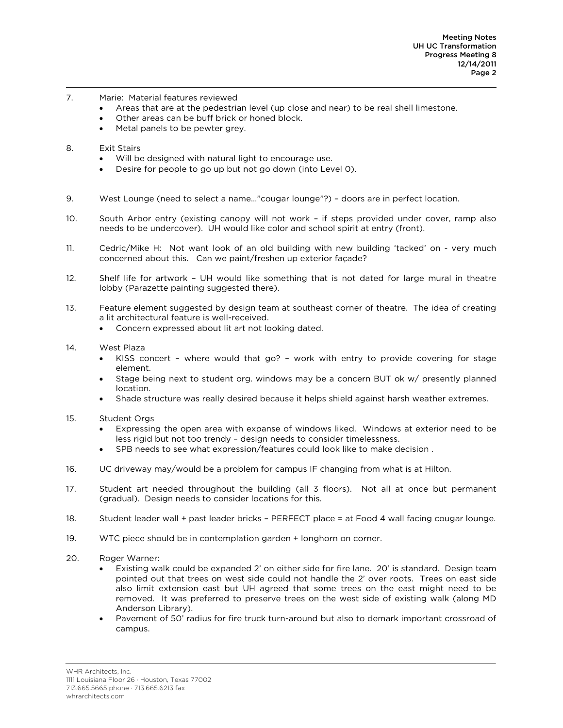7. Marie: Material features reviewed
   - Areas that are at the pedestrian level (up close and near) to be real shell limestone.
   - Other areas can be buff brick or honed block.
   - Metal panels to be pewter grey.

8. Exit Stairs
   - Will be designed with natural light to encourage use.
   - Desire for people to go up but not go down (into Level 0).

9. West Lounge (need to select a name…"cougar lounge"?) – doors are in perfect location.

10. South Arbor entry (existing canopy will not work – if steps provided under cover, ramp also needs to be undercover). UH would like color and school spirit at entry (front).

11. Cedric/Mike H: Not want look of an old building with new building 'tacked' on - very much concerned about this. Can we paint/freshen up exterior façade?

12. Shelf life for artwork – UH would like something that is not dated for large mural in theatre lobby (Parazette painting suggested there).

13. Feature element suggested by design team at southeast corner of theatre. The idea of creating a lit architectural feature is well-received.
    - Concern expressed about lit art not looking dated.

14. West Plaza
    - KISS concert – where would that go? – work with entry to provide covering for stage element.
    - Stage being next to student org. windows may be a concern BUT ok w/ presently planned location.
    - Shade structure was really desired because it helps shield against harsh weather extremes.

15. Student Orgs
    - Expressing the open area with expanse of windows liked. Windows at exterior need to be less rigid but not too trendy – design needs to consider timelessness.
    - SPB needs to see what expression/features could look like to make decision .

16. UC driveway may/would be a problem for campus IF changing from what is at Hilton.

17. Student art needed throughout the building (all 3 floors). Not all at once but permanent (gradual). Design needs to consider locations for this.

18. Student leader wall + past leader bricks – PERFECT place = at Food 4 wall facing cougar lounge.

19. WTC piece should be in contemplation garden + longhorn on corner.

20. Roger Warner:
    - Existing walk could be expanded 2' on either side for fire lane. 20' is standard. Design team pointed out that trees on west side could not handle the 2' over roots. Trees on east side also limit extension east but UH agreed that some trees on the east might need to be removed. It was preferred to preserve trees on the west side of existing walk (along MD Anderson Library).
    - Pavement of 50' radius for fire truck turn-around but also to demark important crossroad of campus.

WHR Architects, Inc.
1111 Louisiana Floor 26 · Houston, Texas 77002
713.665.5665 phone · 713.665.6213 fax
whrarchitects.com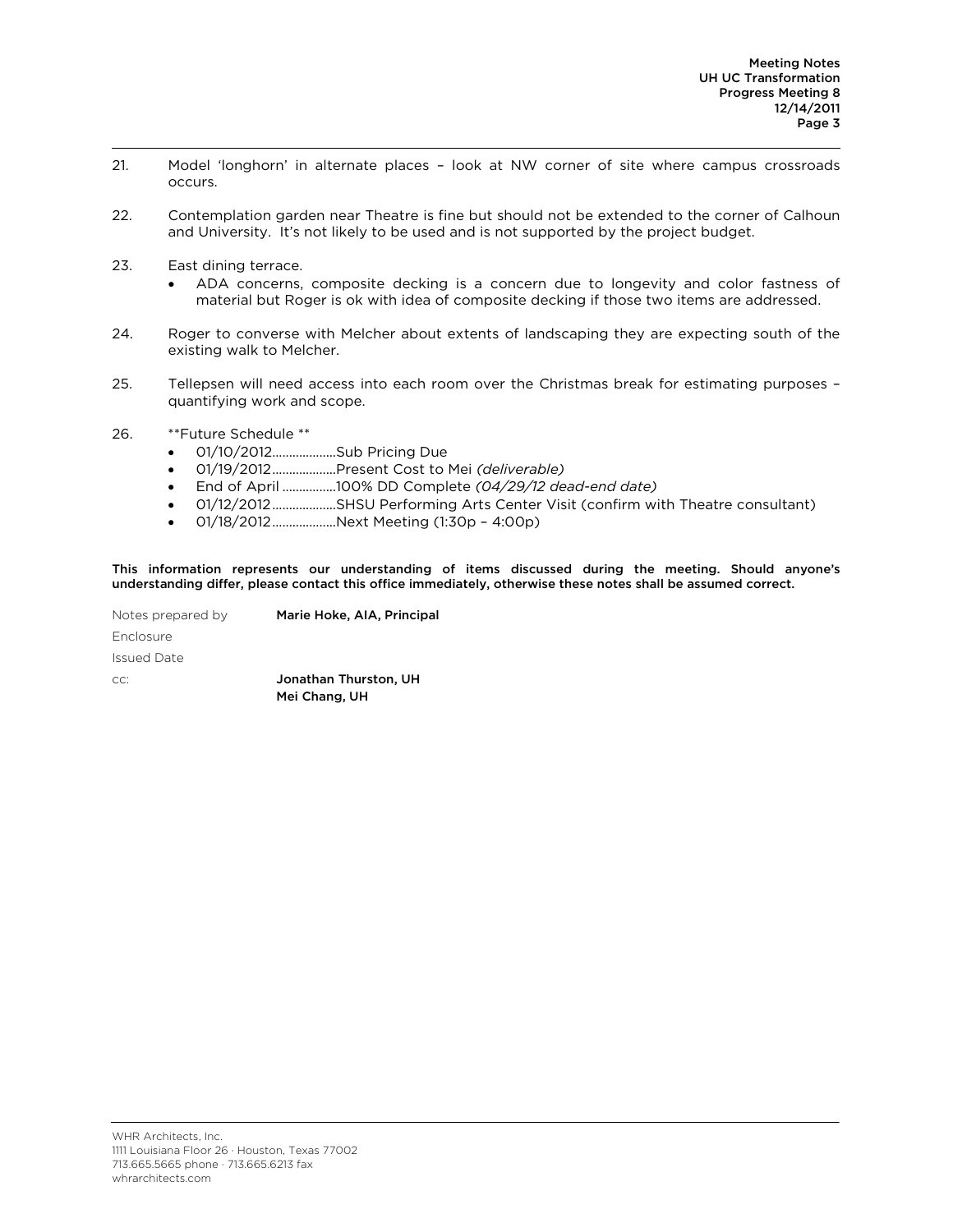21. Model 'longhorn' in alternate places – look at NW corner of site where campus crossroads occurs.

22. Contemplation garden near Theatre is fine but should not be extended to the corner of Calhoun and University. It's not likely to be used and is not supported by the project budget.

23. East dining terrace.
    - ADA concerns, composite decking is a concern due to longevity and color fastness of material but Roger is ok with idea of composite decking if those two items are addressed.

24. Roger to converse with Melcher about extents of landscaping they are expecting south of the existing walk to Melcher.

25. Tellepsen will need access into each room over the Christmas break for estimating purposes – quantifying work and scope.

26. **Future Schedule **
    - 01/10/2012..................Sub Pricing Due
    - 01/19/2012..................Present Cost to Mei *(deliverable)*
    - End of April ................100% DD Complete *(04/29/12 dead-end date)*
    - 01/12/2012..................SHSU Performing Arts Center Visit (confirm with Theatre consultant)
    - 01/18/2012..................Next Meeting (1:30p – 4:00p)

**This information represents our understanding of items discussed during the meeting. Should anyone's understanding differ, please contact this office immediately, otherwise these notes shall be assumed correct.**

Notes prepared by **Marie Hoke, AIA, Principal**

Enclosure

Issued Date

cc: **Jonathan Thurston, UH**
**Mei Chang, UH**

WHR Architects, Inc.
1111 Louisiana Floor 26 · Houston, Texas 77002
713.665.5665 phone · 713.665.6213 fax
whrarchitects.com